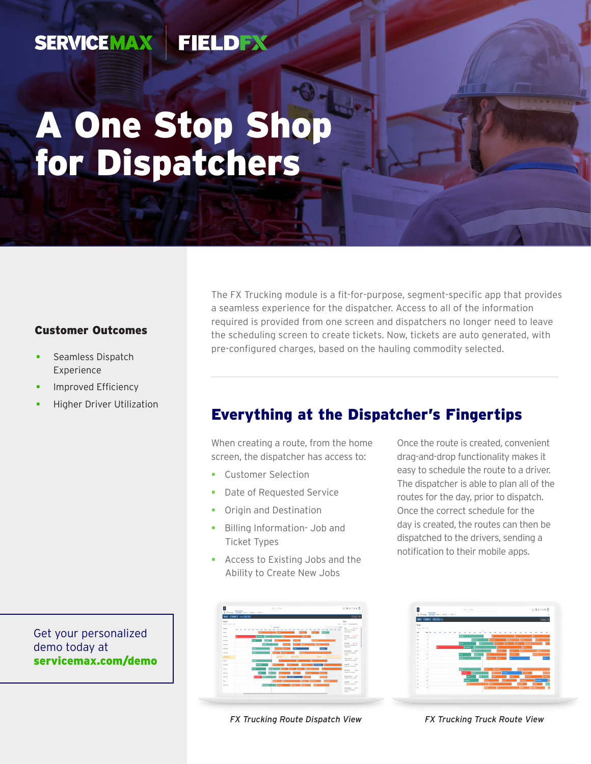SERVICEMAX FIELDFX

# A One Stop Shop for Dispatchers

### Customer Outcomes

- Seamless Dispatch Experience
- Improved Efficiency
- Higher Driver Utilization

The FX Trucking module is a fit-for-purpose, segment-specific app that provides a seamless experience for the dispatcher. Access to all of the information required is provided from one screen and dispatchers no longer need to leave the scheduling screen to create tickets. Now, tickets are auto generated, with pre-configured charges, based on the hauling commodity selected.

## Everything at the Dispatcher's Fingertips

When creating a route, from the home screen, the dispatcher has access to:

- Customer Selection
- Date of Requested Service
- Origin and Destination
- Billing Information- Job and Ticket Types
- Access to Existing Jobs and the Ability to Create New Jobs

Once the route is created, convenient drag-and-drop functionality makes it easy to schedule the route to a driver. The dispatcher is able to plan all of the routes for the day, prior to dispatch. Once the correct schedule for the day is created, the routes can then be dispatched to the drivers, sending a notification to their mobile apps.

*FX Trucking Route Dispatch View*

*FX Trucking Truck Route View*

Get your personalized demo today at **servicemax.com/demo**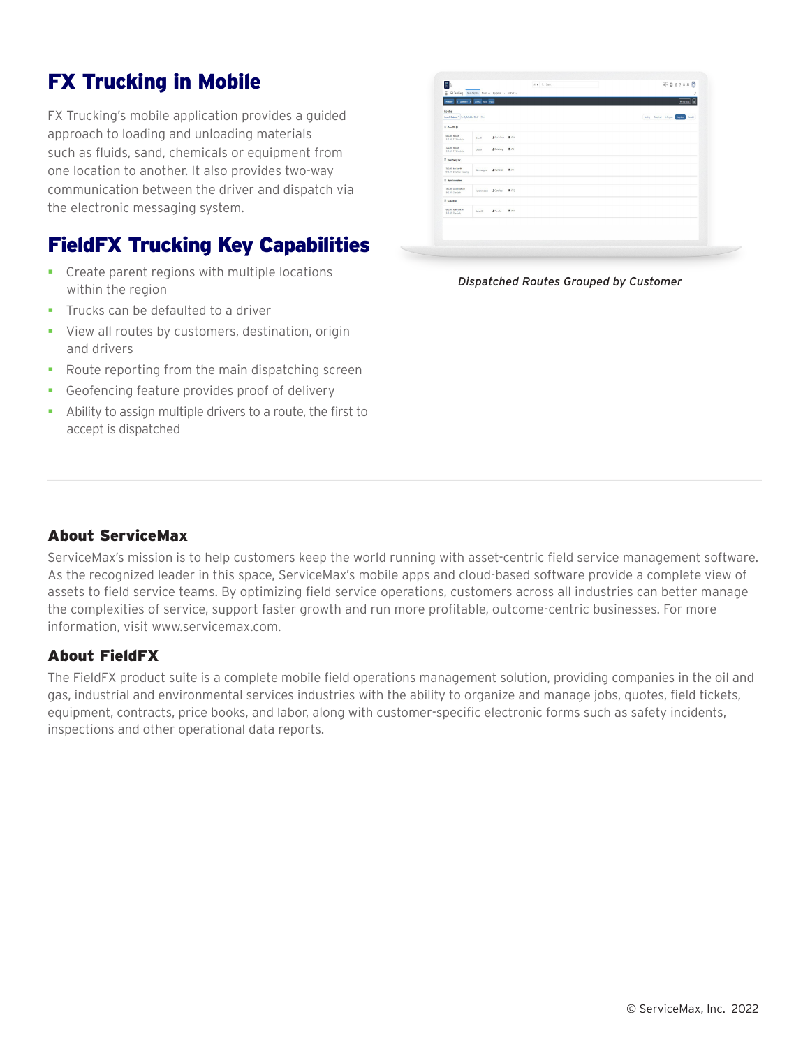## FX Trucking in Mobile

FX Trucking's mobile application provides a guided approach to loading and unloading materials such as fluids, sand, chemicals or equipment from one location to another. It also provides two-way communication between the driver and dispatch via the electronic messaging system.

## FieldFX Trucking Key Capabilities

- Create parent regions with multiple locations within the region
- Trucks can be defaulted to a driver
- View all routes by customers, destination, origin and drivers
- Route reporting from the main dispatching screen
- Geofencing feature provides proof of delivery
- Ability to assign multiple drivers to a route, the first to accept is dispatched

*Dispatched Routes Grouped by Customer*

---

### About ServiceMax

ServiceMax's mission is to help customers keep the world running with asset-centric field service management software. As the recognized leader in this space, ServiceMax's mobile apps and cloud-based software provide a complete view of assets to field service teams. By optimizing field service operations, customers across all industries can better manage the complexities of service, support faster growth and run more profitable, outcome-centric businesses. For more information, visit www.servicemax.com.

### About FieldFX

The FieldFX product suite is a complete mobile field operations management solution, providing companies in the oil and gas, industrial and environmental services industries with the ability to organize and manage jobs, quotes, field tickets, equipment, contracts, price books, and labor, along with customer-specific electronic forms such as safety incidents, inspections and other operational data reports.

© ServiceMax, Inc. 2022